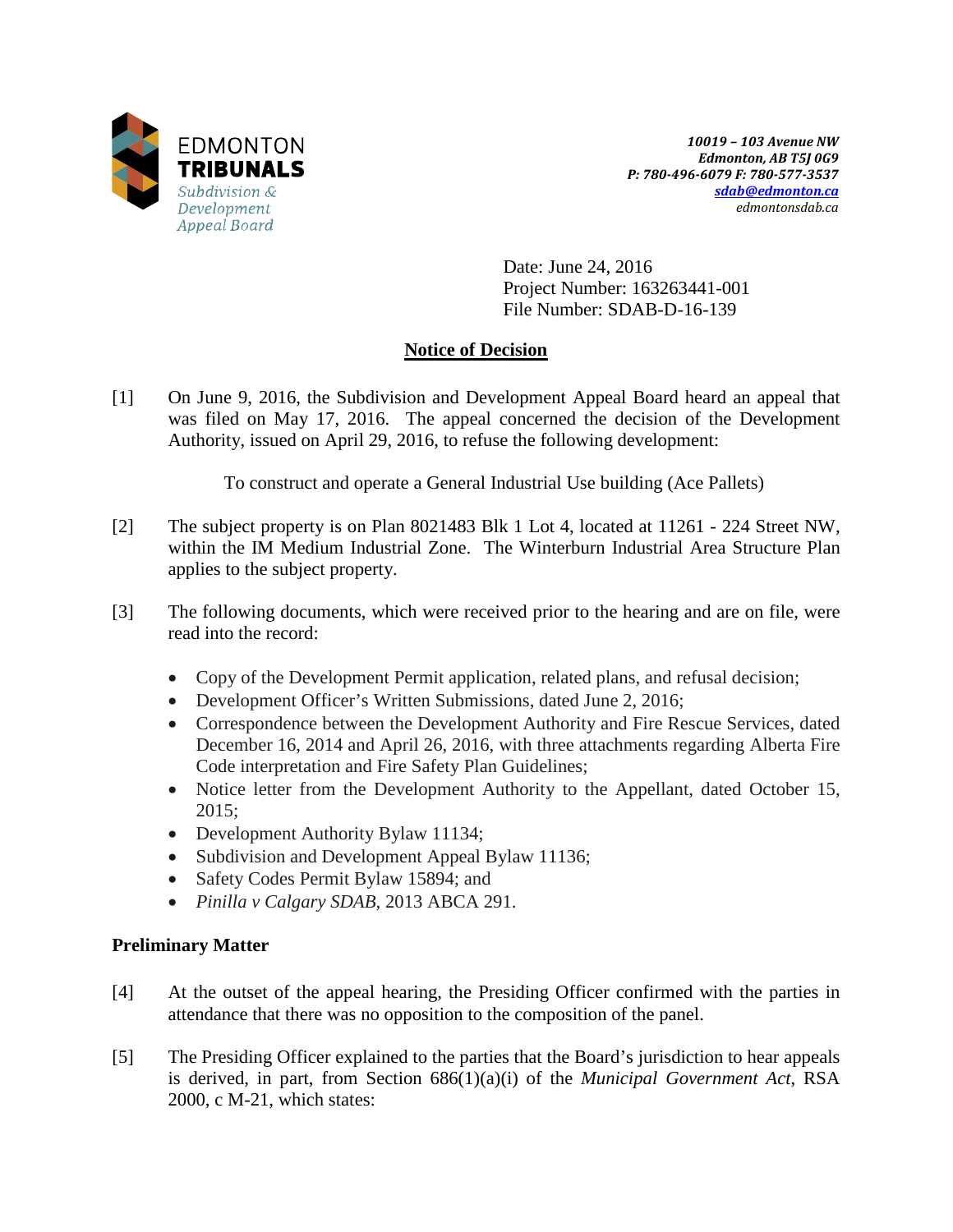EDMONTON
**TRIBUNALS**
*Subdivision & Development Appeal Board*

*10019 – 103 Avenue NW*
*Edmonton, AB T5J 0G9*
*P: 780-496-6079 F: 780-577-3537*
*sdab@edmonton.ca*
*edmontonsdab.ca*

Date: June 24, 2016
Project Number: 163263441-001
File Number: SDAB-D-16-139

## Notice of Decision

[1] On June 9, 2016, the Subdivision and Development Appeal Board heard an appeal that was filed on May 17, 2016. The appeal concerned the decision of the Development Authority, issued on April 29, 2016, to refuse the following development:

To construct and operate a General Industrial Use building (Ace Pallets)

[2] The subject property is on Plan 8021483 Blk 1 Lot 4, located at 11261 - 224 Street NW, within the IM Medium Industrial Zone. The Winterburn Industrial Area Structure Plan applies to the subject property.

[3] The following documents, which were received prior to the hearing and are on file, were read into the record:

- Copy of the Development Permit application, related plans, and refusal decision;
- Development Officer's Written Submissions, dated June 2, 2016;
- Correspondence between the Development Authority and Fire Rescue Services, dated December 16, 2014 and April 26, 2016, with three attachments regarding Alberta Fire Code interpretation and Fire Safety Plan Guidelines;
- Notice letter from the Development Authority to the Appellant, dated October 15, 2015;
- Development Authority Bylaw 11134;
- Subdivision and Development Appeal Bylaw 11136;
- Safety Codes Permit Bylaw 15894; and
- *Pinilla v Calgary SDAB*, 2013 ABCA 291.

### Preliminary Matter

[4] At the outset of the appeal hearing, the Presiding Officer confirmed with the parties in attendance that there was no opposition to the composition of the panel.

[5] The Presiding Officer explained to the parties that the Board's jurisdiction to hear appeals is derived, in part, from Section 686(1)(a)(i) of the *Municipal Government Act*, RSA 2000, c M-21, which states: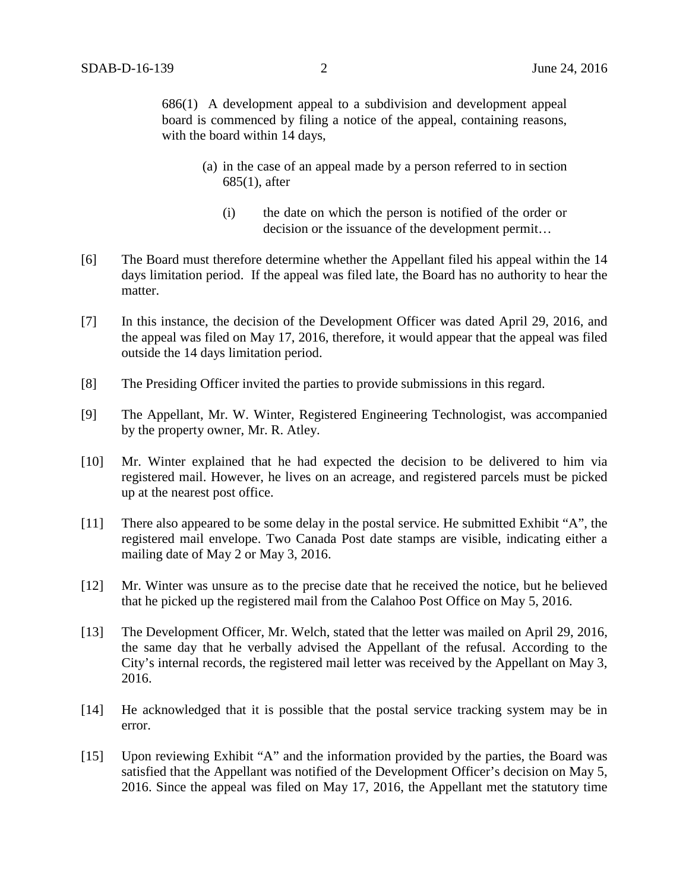> 686(1) A development appeal to a subdivision and development appeal board is commenced by filing a notice of the appeal, containing reasons, with the board within 14 days,
>
> (a) in the case of an appeal made by a person referred to in section 685(1), after
>
> (i) the date on which the person is notified of the order or decision or the issuance of the development permit…

[6] The Board must therefore determine whether the Appellant filed his appeal within the 14 days limitation period. If the appeal was filed late, the Board has no authority to hear the matter.

[7] In this instance, the decision of the Development Officer was dated April 29, 2016, and the appeal was filed on May 17, 2016, therefore, it would appear that the appeal was filed outside the 14 days limitation period.

[8] The Presiding Officer invited the parties to provide submissions in this regard.

[9] The Appellant, Mr. W. Winter, Registered Engineering Technologist, was accompanied by the property owner, Mr. R. Atley.

[10] Mr. Winter explained that he had expected the decision to be delivered to him via registered mail. However, he lives on an acreage, and registered parcels must be picked up at the nearest post office.

[11] There also appeared to be some delay in the postal service. He submitted Exhibit "A", the registered mail envelope. Two Canada Post date stamps are visible, indicating either a mailing date of May 2 or May 3, 2016.

[12] Mr. Winter was unsure as to the precise date that he received the notice, but he believed that he picked up the registered mail from the Calahoo Post Office on May 5, 2016.

[13] The Development Officer, Mr. Welch, stated that the letter was mailed on April 29, 2016, the same day that he verbally advised the Appellant of the refusal. According to the City's internal records, the registered mail letter was received by the Appellant on May 3, 2016.

[14] He acknowledged that it is possible that the postal service tracking system may be in error.

[15] Upon reviewing Exhibit "A" and the information provided by the parties, the Board was satisfied that the Appellant was notified of the Development Officer's decision on May 5, 2016. Since the appeal was filed on May 17, 2016, the Appellant met the statutory time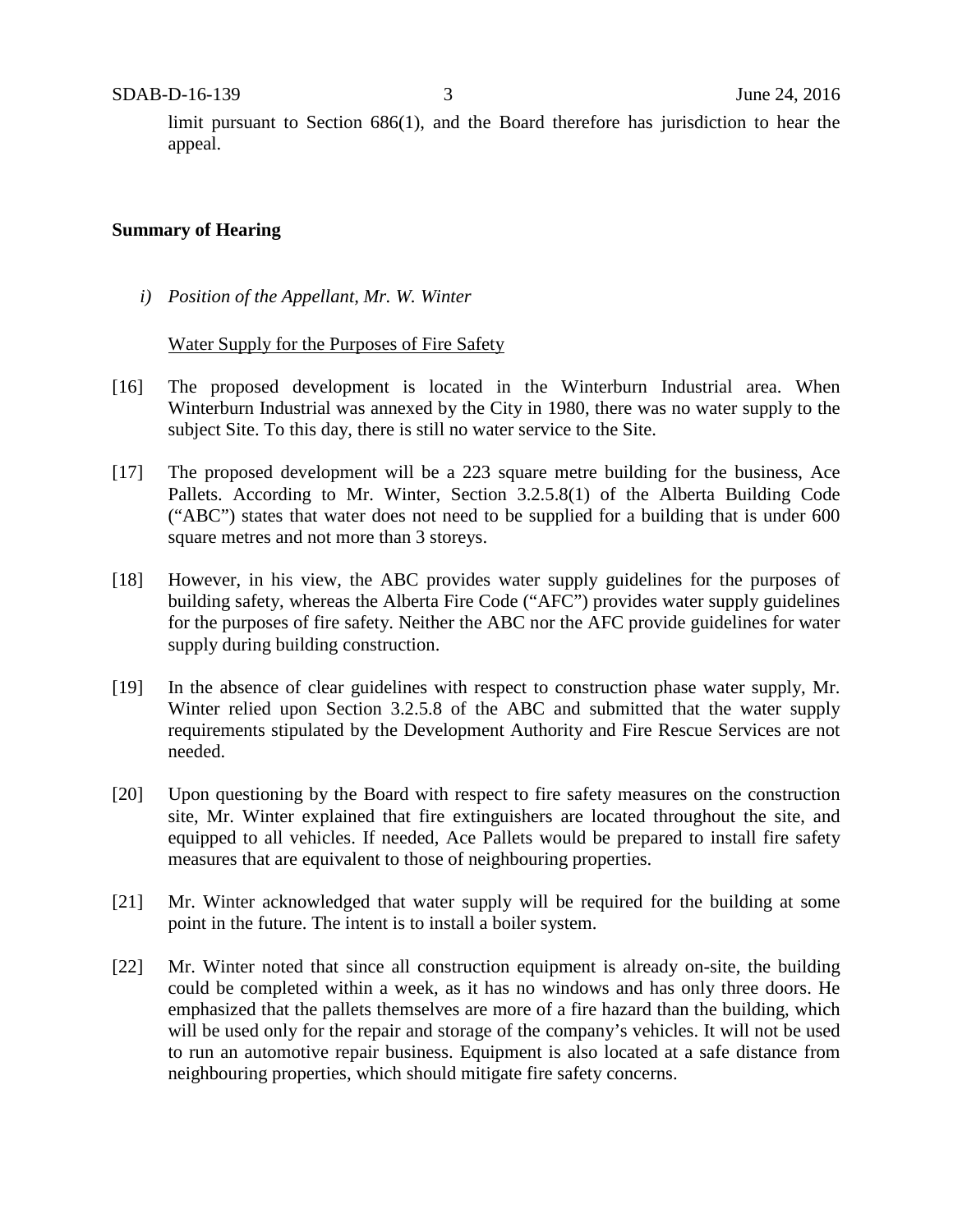limit pursuant to Section 686(1), and the Board therefore has jurisdiction to hear the appeal.

**Summary of Hearing**

*i) Position of the Appellant, Mr. W. Winter*

Water Supply for the Purposes of Fire Safety

[16] The proposed development is located in the Winterburn Industrial area. When Winterburn Industrial was annexed by the City in 1980, there was no water supply to the subject Site. To this day, there is still no water service to the Site.

[17] The proposed development will be a 223 square metre building for the business, Ace Pallets. According to Mr. Winter, Section 3.2.5.8(1) of the Alberta Building Code ("ABC") states that water does not need to be supplied for a building that is under 600 square metres and not more than 3 storeys.

[18] However, in his view, the ABC provides water supply guidelines for the purposes of building safety, whereas the Alberta Fire Code ("AFC") provides water supply guidelines for the purposes of fire safety. Neither the ABC nor the AFC provide guidelines for water supply during building construction.

[19] In the absence of clear guidelines with respect to construction phase water supply, Mr. Winter relied upon Section 3.2.5.8 of the ABC and submitted that the water supply requirements stipulated by the Development Authority and Fire Rescue Services are not needed.

[20] Upon questioning by the Board with respect to fire safety measures on the construction site, Mr. Winter explained that fire extinguishers are located throughout the site, and equipped to all vehicles. If needed, Ace Pallets would be prepared to install fire safety measures that are equivalent to those of neighbouring properties.

[21] Mr. Winter acknowledged that water supply will be required for the building at some point in the future. The intent is to install a boiler system.

[22] Mr. Winter noted that since all construction equipment is already on-site, the building could be completed within a week, as it has no windows and has only three doors. He emphasized that the pallets themselves are more of a fire hazard than the building, which will be used only for the repair and storage of the company's vehicles. It will not be used to run an automotive repair business. Equipment is also located at a safe distance from neighbouring properties, which should mitigate fire safety concerns.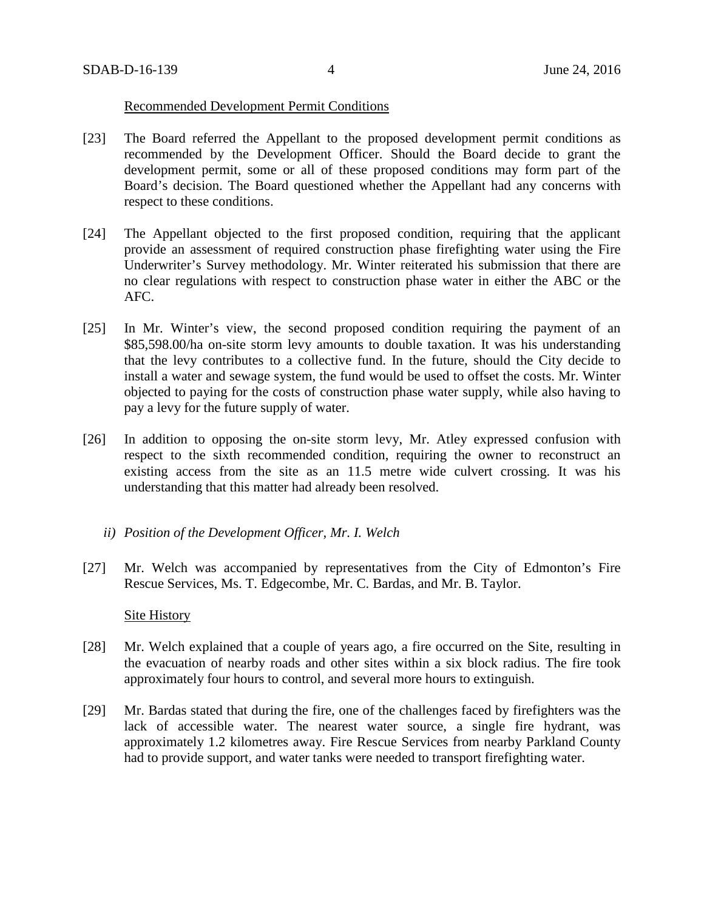Recommended Development Permit Conditions

[23] The Board referred the Appellant to the proposed development permit conditions as recommended by the Development Officer. Should the Board decide to grant the development permit, some or all of these proposed conditions may form part of the Board's decision. The Board questioned whether the Appellant had any concerns with respect to these conditions.

[24] The Appellant objected to the first proposed condition, requiring that the applicant provide an assessment of required construction phase firefighting water using the Fire Underwriter's Survey methodology. Mr. Winter reiterated his submission that there are no clear regulations with respect to construction phase water in either the ABC or the AFC.

[25] In Mr. Winter's view, the second proposed condition requiring the payment of an $85,598.00/ha on-site storm levy amounts to double taxation. It was his understanding that the levy contributes to a collective fund. In the future, should the City decide to install a water and sewage system, the fund would be used to offset the costs. Mr. Winter objected to paying for the costs of construction phase water supply, while also having to pay a levy for the future supply of water.

[26] In addition to opposing the on-site storm levy, Mr. Atley expressed confusion with respect to the sixth recommended condition, requiring the owner to reconstruct an existing access from the site as an 11.5 metre wide culvert crossing. It was his understanding that this matter had already been resolved.

*ii) Position of the Development Officer, Mr. I. Welch*

[27] Mr. Welch was accompanied by representatives from the City of Edmonton's Fire Rescue Services, Ms. T. Edgecombe, Mr. C. Bardas, and Mr. B. Taylor.

Site History

[28] Mr. Welch explained that a couple of years ago, a fire occurred on the Site, resulting in the evacuation of nearby roads and other sites within a six block radius. The fire took approximately four hours to control, and several more hours to extinguish.

[29] Mr. Bardas stated that during the fire, one of the challenges faced by firefighters was the lack of accessible water. The nearest water source, a single fire hydrant, was approximately 1.2 kilometres away. Fire Rescue Services from nearby Parkland County had to provide support, and water tanks were needed to transport firefighting water.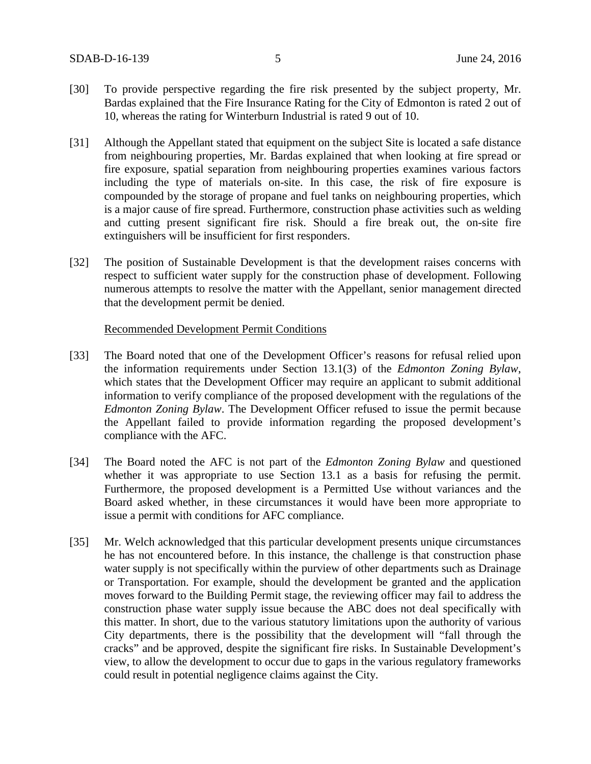[30] To provide perspective regarding the fire risk presented by the subject property, Mr. Bardas explained that the Fire Insurance Rating for the City of Edmonton is rated 2 out of 10, whereas the rating for Winterburn Industrial is rated 9 out of 10.

[31] Although the Appellant stated that equipment on the subject Site is located a safe distance from neighbouring properties, Mr. Bardas explained that when looking at fire spread or fire exposure, spatial separation from neighbouring properties examines various factors including the type of materials on-site. In this case, the risk of fire exposure is compounded by the storage of propane and fuel tanks on neighbouring properties, which is a major cause of fire spread. Furthermore, construction phase activities such as welding and cutting present significant fire risk. Should a fire break out, the on-site fire extinguishers will be insufficient for first responders.

[32] The position of Sustainable Development is that the development raises concerns with respect to sufficient water supply for the construction phase of development. Following numerous attempts to resolve the matter with the Appellant, senior management directed that the development permit be denied.

Recommended Development Permit Conditions

[33] The Board noted that one of the Development Officer's reasons for refusal relied upon the information requirements under Section 13.1(3) of the *Edmonton Zoning Bylaw*, which states that the Development Officer may require an applicant to submit additional information to verify compliance of the proposed development with the regulations of the *Edmonton Zoning Bylaw*. The Development Officer refused to issue the permit because the Appellant failed to provide information regarding the proposed development's compliance with the AFC.

[34] The Board noted the AFC is not part of the *Edmonton Zoning Bylaw* and questioned whether it was appropriate to use Section 13.1 as a basis for refusing the permit. Furthermore, the proposed development is a Permitted Use without variances and the Board asked whether, in these circumstances it would have been more appropriate to issue a permit with conditions for AFC compliance.

[35] Mr. Welch acknowledged that this particular development presents unique circumstances he has not encountered before. In this instance, the challenge is that construction phase water supply is not specifically within the purview of other departments such as Drainage or Transportation. For example, should the development be granted and the application moves forward to the Building Permit stage, the reviewing officer may fail to address the construction phase water supply issue because the ABC does not deal specifically with this matter. In short, due to the various statutory limitations upon the authority of various City departments, there is the possibility that the development will "fall through the cracks" and be approved, despite the significant fire risks. In Sustainable Development's view, to allow the development to occur due to gaps in the various regulatory frameworks could result in potential negligence claims against the City.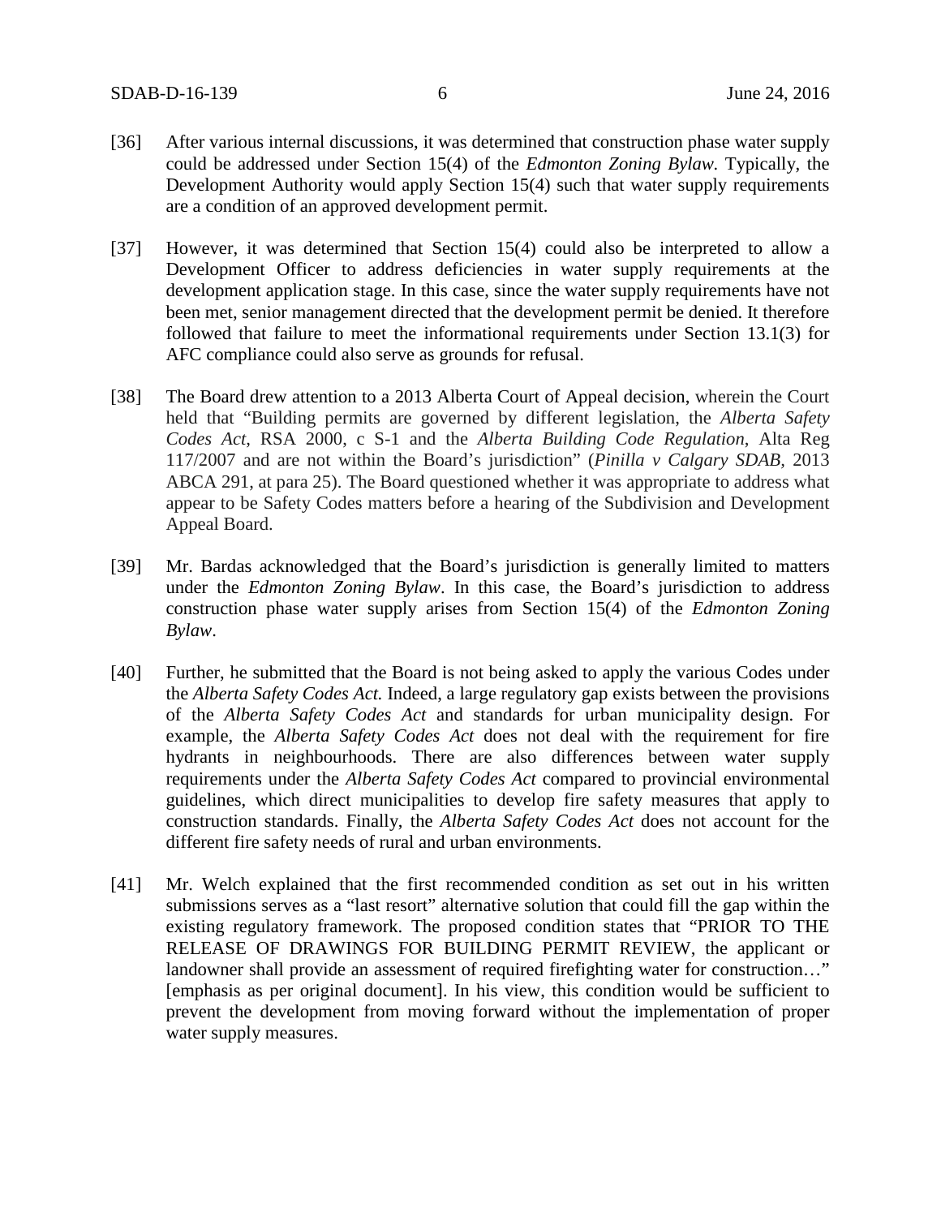[36] After various internal discussions, it was determined that construction phase water supply could be addressed under Section 15(4) of the *Edmonton Zoning Bylaw*. Typically, the Development Authority would apply Section 15(4) such that water supply requirements are a condition of an approved development permit.

[37] However, it was determined that Section 15(4) could also be interpreted to allow a Development Officer to address deficiencies in water supply requirements at the development application stage. In this case, since the water supply requirements have not been met, senior management directed that the development permit be denied. It therefore followed that failure to meet the informational requirements under Section 13.1(3) for AFC compliance could also serve as grounds for refusal.

[38] The Board drew attention to a 2013 Alberta Court of Appeal decision, wherein the Court held that "Building permits are governed by different legislation, the *Alberta Safety Codes Act*, RSA 2000, c S-1 and the *Alberta Building Code Regulation*, Alta Reg 117/2007 and are not within the Board's jurisdiction" (*Pinilla v Calgary SDAB*, 2013 ABCA 291, at para 25). The Board questioned whether it was appropriate to address what appear to be Safety Codes matters before a hearing of the Subdivision and Development Appeal Board.

[39] Mr. Bardas acknowledged that the Board's jurisdiction is generally limited to matters under the *Edmonton Zoning Bylaw*. In this case, the Board's jurisdiction to address construction phase water supply arises from Section 15(4) of the *Edmonton Zoning Bylaw*.

[40] Further, he submitted that the Board is not being asked to apply the various Codes under the *Alberta Safety Codes Act.* Indeed, a large regulatory gap exists between the provisions of the *Alberta Safety Codes Act* and standards for urban municipality design. For example, the *Alberta Safety Codes Act* does not deal with the requirement for fire hydrants in neighbourhoods. There are also differences between water supply requirements under the *Alberta Safety Codes Act* compared to provincial environmental guidelines, which direct municipalities to develop fire safety measures that apply to construction standards. Finally, the *Alberta Safety Codes Act* does not account for the different fire safety needs of rural and urban environments.

[41] Mr. Welch explained that the first recommended condition as set out in his written submissions serves as a "last resort" alternative solution that could fill the gap within the existing regulatory framework. The proposed condition states that "PRIOR TO THE RELEASE OF DRAWINGS FOR BUILDING PERMIT REVIEW, the applicant or landowner shall provide an assessment of required firefighting water for construction…" [emphasis as per original document]. In his view, this condition would be sufficient to prevent the development from moving forward without the implementation of proper water supply measures.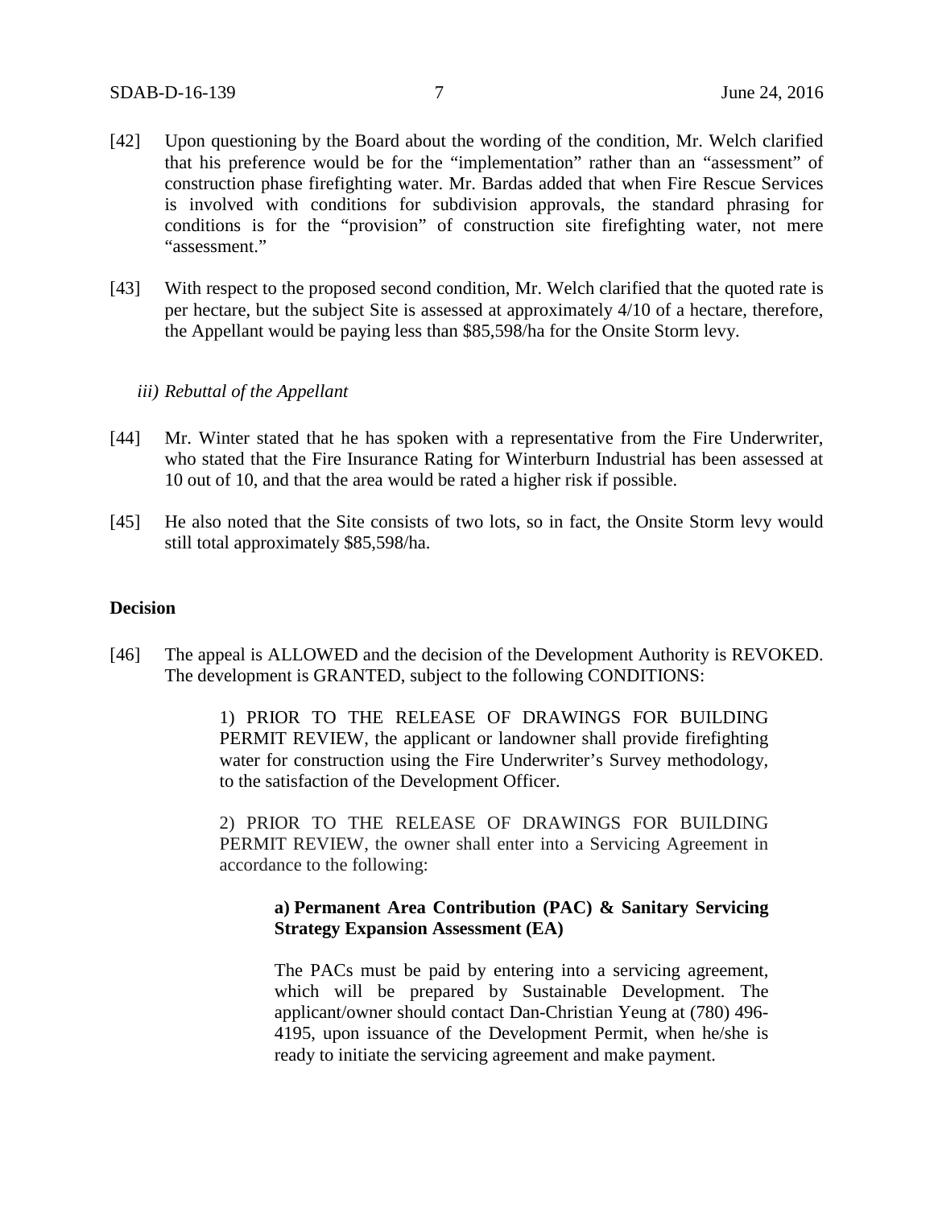[42] Upon questioning by the Board about the wording of the condition, Mr. Welch clarified that his preference would be for the "implementation" rather than an "assessment" of construction phase firefighting water. Mr. Bardas added that when Fire Rescue Services is involved with conditions for subdivision approvals, the standard phrasing for conditions is for the "provision" of construction site firefighting water, not mere "assessment."

[43] With respect to the proposed second condition, Mr. Welch clarified that the quoted rate is per hectare, but the subject Site is assessed at approximately 4/10 of a hectare, therefore, the Appellant would be paying less than $85,598/ha for the Onsite Storm levy.

*iii) Rebuttal of the Appellant*

[44] Mr. Winter stated that he has spoken with a representative from the Fire Underwriter, who stated that the Fire Insurance Rating for Winterburn Industrial has been assessed at 10 out of 10, and that the area would be rated a higher risk if possible.

[45] He also noted that the Site consists of two lots, so in fact, the Onsite Storm levy would still total approximately $85,598/ha.

**Decision**

[46] The appeal is ALLOWED and the decision of the Development Authority is REVOKED. The development is GRANTED, subject to the following CONDITIONS:

> 1) PRIOR TO THE RELEASE OF DRAWINGS FOR BUILDING PERMIT REVIEW, the applicant or landowner shall provide firefighting water for construction using the Fire Underwriter's Survey methodology, to the satisfaction of the Development Officer.
>
> 2) PRIOR TO THE RELEASE OF DRAWINGS FOR BUILDING PERMIT REVIEW, the owner shall enter into a Servicing Agreement in accordance to the following:
>
> > **a) Permanent Area Contribution (PAC) & Sanitary Servicing Strategy Expansion Assessment (EA)**
> >
> > The PACs must be paid by entering into a servicing agreement, which will be prepared by Sustainable Development. The applicant/owner should contact Dan-Christian Yeung at (780) 496-4195, upon issuance of the Development Permit, when he/she is ready to initiate the servicing agreement and make payment.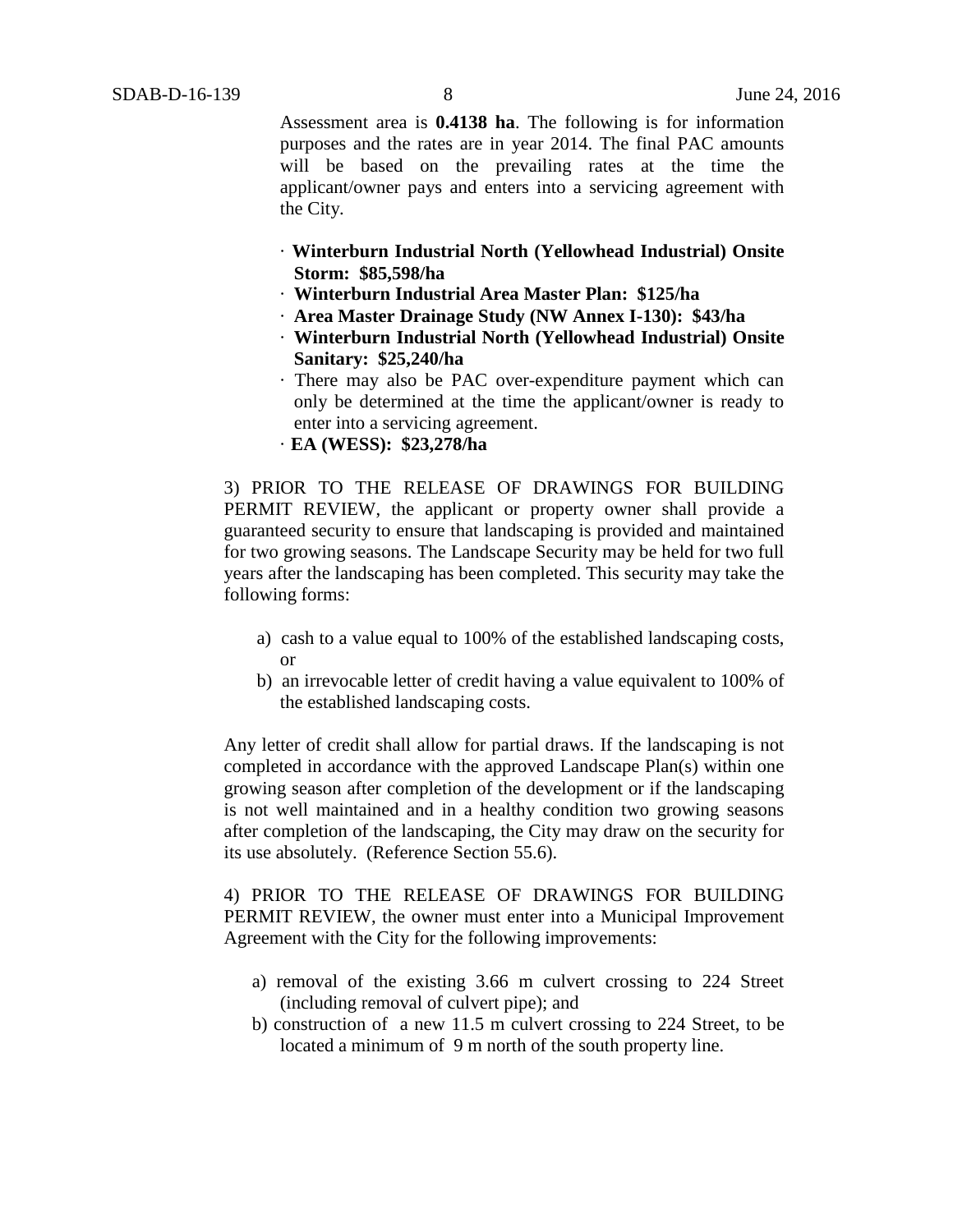Assessment area is **0.4138 ha**. The following is for information purposes and the rates are in year 2014. The final PAC amounts will be based on the prevailing rates at the time the applicant/owner pays and enters into a servicing agreement with the City.

- **Winterburn Industrial North (Yellowhead Industrial) Onsite Storm: $85,598/ha**
- **Winterburn Industrial Area Master Plan: $125/ha**
- **Area Master Drainage Study (NW Annex I-130): $43/ha**
- **Winterburn Industrial North (Yellowhead Industrial) Onsite Sanitary: $25,240/ha**
- There may also be PAC over-expenditure payment which can only be determined at the time the applicant/owner is ready to enter into a servicing agreement.
- **EA (WESS): $23,278/ha**

3) PRIOR TO THE RELEASE OF DRAWINGS FOR BUILDING PERMIT REVIEW, the applicant or property owner shall provide a guaranteed security to ensure that landscaping is provided and maintained for two growing seasons. The Landscape Security may be held for two full years after the landscaping has been completed. This security may take the following forms:

a) cash to a value equal to 100% of the established landscaping costs, or

b) an irrevocable letter of credit having a value equivalent to 100% of the established landscaping costs.

Any letter of credit shall allow for partial draws. If the landscaping is not completed in accordance with the approved Landscape Plan(s) within one growing season after completion of the development or if the landscaping is not well maintained and in a healthy condition two growing seasons after completion of the landscaping, the City may draw on the security for its use absolutely. (Reference Section 55.6).

4) PRIOR TO THE RELEASE OF DRAWINGS FOR BUILDING PERMIT REVIEW, the owner must enter into a Municipal Improvement Agreement with the City for the following improvements:

a) removal of the existing 3.66 m culvert crossing to 224 Street (including removal of culvert pipe); and

b) construction of a new 11.5 m culvert crossing to 224 Street, to be located a minimum of 9 m north of the south property line.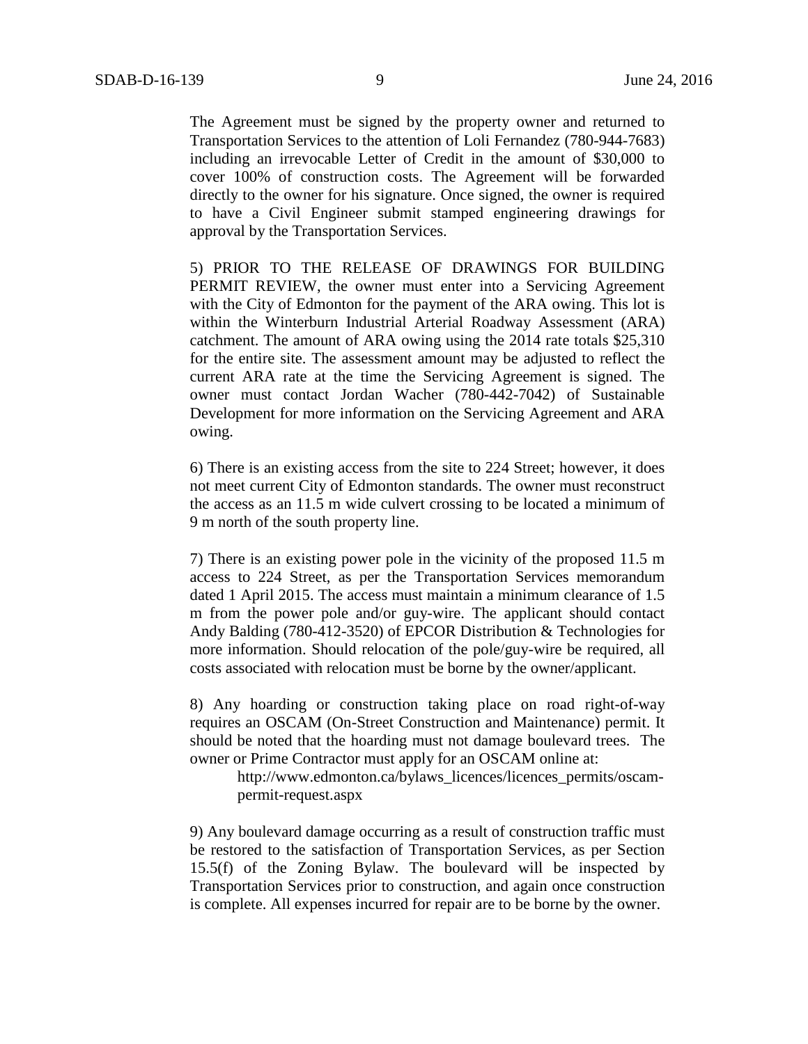The Agreement must be signed by the property owner and returned to Transportation Services to the attention of Loli Fernandez (780-944-7683) including an irrevocable Letter of Credit in the amount of $30,000 to cover 100% of construction costs. The Agreement will be forwarded directly to the owner for his signature. Once signed, the owner is required to have a Civil Engineer submit stamped engineering drawings for approval by the Transportation Services.

5) PRIOR TO THE RELEASE OF DRAWINGS FOR BUILDING PERMIT REVIEW, the owner must enter into a Servicing Agreement with the City of Edmonton for the payment of the ARA owing. This lot is within the Winterburn Industrial Arterial Roadway Assessment (ARA) catchment. The amount of ARA owing using the 2014 rate totals $25,310 for the entire site. The assessment amount may be adjusted to reflect the current ARA rate at the time the Servicing Agreement is signed. The owner must contact Jordan Wacher (780-442-7042) of Sustainable Development for more information on the Servicing Agreement and ARA owing.

6) There is an existing access from the site to 224 Street; however, it does not meet current City of Edmonton standards. The owner must reconstruct the access as an 11.5 m wide culvert crossing to be located a minimum of 9 m north of the south property line.

7) There is an existing power pole in the vicinity of the proposed 11.5 m access to 224 Street, as per the Transportation Services memorandum dated 1 April 2015. The access must maintain a minimum clearance of 1.5 m from the power pole and/or guy-wire. The applicant should contact Andy Balding (780-412-3520) of EPCOR Distribution & Technologies for more information. Should relocation of the pole/guy-wire be required, all costs associated with relocation must be borne by the owner/applicant.

8) Any hoarding or construction taking place on road right-of-way requires an OSCAM (On-Street Construction and Maintenance) permit. It should be noted that the hoarding must not damage boulevard trees. The owner or Prime Contractor must apply for an OSCAM online at:

> http://www.edmonton.ca/bylaws_licences/licences_permits/oscam-permit-request.aspx

9) Any boulevard damage occurring as a result of construction traffic must be restored to the satisfaction of Transportation Services, as per Section 15.5(f) of the Zoning Bylaw. The boulevard will be inspected by Transportation Services prior to construction, and again once construction is complete. All expenses incurred for repair are to be borne by the owner.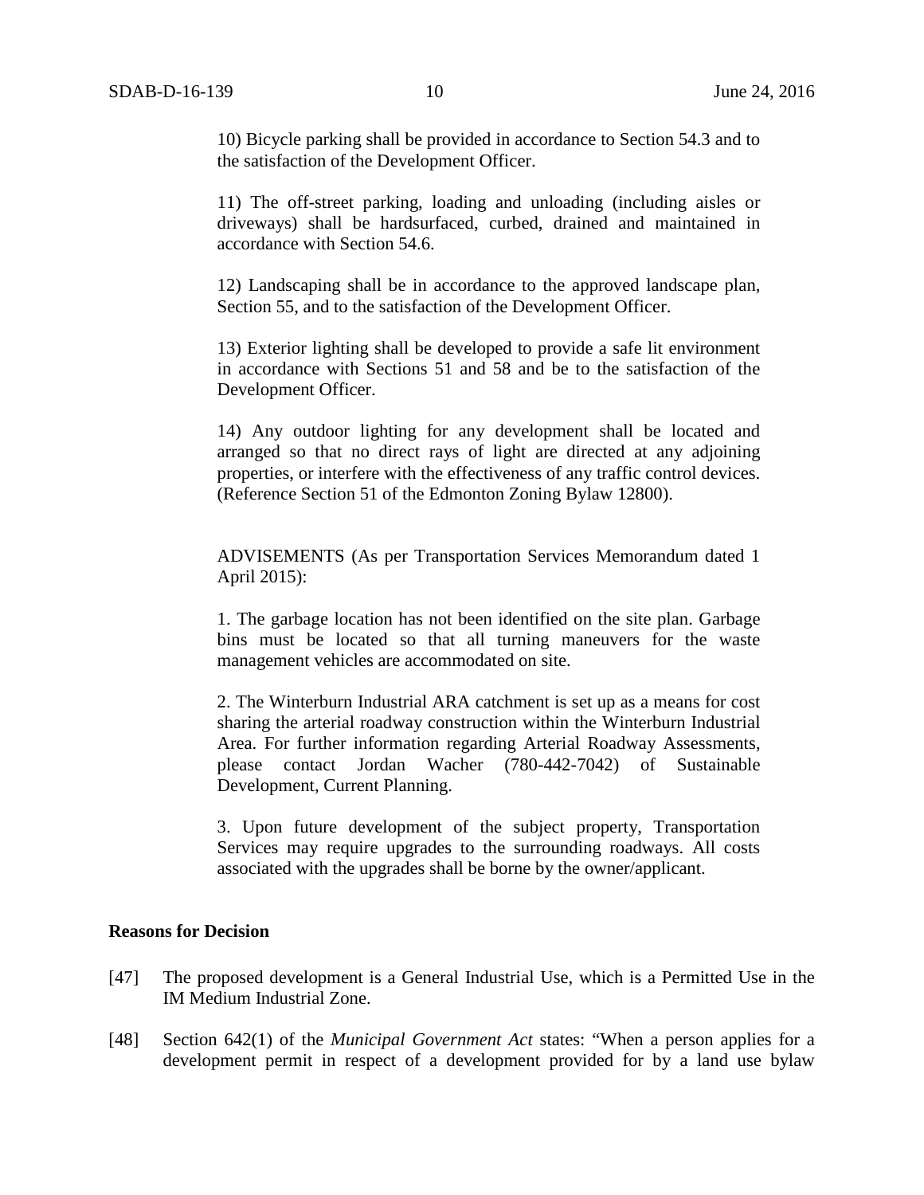10) Bicycle parking shall be provided in accordance to Section 54.3 and to the satisfaction of the Development Officer.

11) The off-street parking, loading and unloading (including aisles or driveways) shall be hardsurfaced, curbed, drained and maintained in accordance with Section 54.6.

12) Landscaping shall be in accordance to the approved landscape plan, Section 55, and to the satisfaction of the Development Officer.

13) Exterior lighting shall be developed to provide a safe lit environment in accordance with Sections 51 and 58 and be to the satisfaction of the Development Officer.

14) Any outdoor lighting for any development shall be located and arranged so that no direct rays of light are directed at any adjoining properties, or interfere with the effectiveness of any traffic control devices. (Reference Section 51 of the Edmonton Zoning Bylaw 12800).

ADVISEMENTS (As per Transportation Services Memorandum dated 1 April 2015):

1. The garbage location has not been identified on the site plan. Garbage bins must be located so that all turning maneuvers for the waste management vehicles are accommodated on site.

2. The Winterburn Industrial ARA catchment is set up as a means for cost sharing the arterial roadway construction within the Winterburn Industrial Area. For further information regarding Arterial Roadway Assessments, please contact Jordan Wacher (780-442-7042) of Sustainable Development, Current Planning.

3. Upon future development of the subject property, Transportation Services may require upgrades to the surrounding roadways. All costs associated with the upgrades shall be borne by the owner/applicant.

**Reasons for Decision**

[47] The proposed development is a General Industrial Use, which is a Permitted Use in the IM Medium Industrial Zone.

[48] Section 642(1) of the *Municipal Government Act* states: "When a person applies for a development permit in respect of a development provided for by a land use bylaw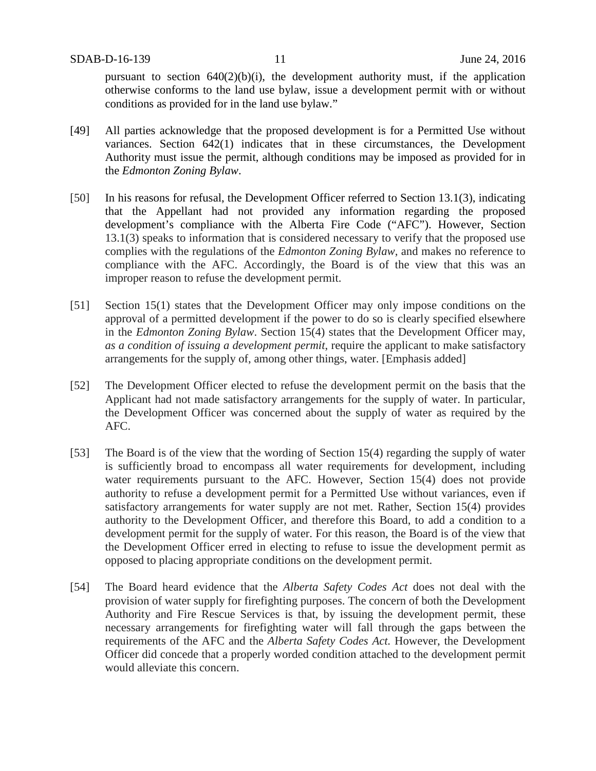pursuant to section 640(2)(b)(i), the development authority must, if the application otherwise conforms to the land use bylaw, issue a development permit with or without conditions as provided for in the land use bylaw."

[49] All parties acknowledge that the proposed development is for a Permitted Use without variances. Section 642(1) indicates that in these circumstances, the Development Authority must issue the permit, although conditions may be imposed as provided for in the *Edmonton Zoning Bylaw*.

[50] In his reasons for refusal, the Development Officer referred to Section 13.1(3), indicating that the Appellant had not provided any information regarding the proposed development's compliance with the Alberta Fire Code ("AFC"). However, Section 13.1(3) speaks to information that is considered necessary to verify that the proposed use complies with the regulations of the *Edmonton Zoning Bylaw*, and makes no reference to compliance with the AFC. Accordingly, the Board is of the view that this was an improper reason to refuse the development permit.

[51] Section 15(1) states that the Development Officer may only impose conditions on the approval of a permitted development if the power to do so is clearly specified elsewhere in the *Edmonton Zoning Bylaw*. Section 15(4) states that the Development Officer may, *as a condition of issuing a development permit*, require the applicant to make satisfactory arrangements for the supply of, among other things, water. [Emphasis added]

[52] The Development Officer elected to refuse the development permit on the basis that the Applicant had not made satisfactory arrangements for the supply of water. In particular, the Development Officer was concerned about the supply of water as required by the AFC.

[53] The Board is of the view that the wording of Section 15(4) regarding the supply of water is sufficiently broad to encompass all water requirements for development, including water requirements pursuant to the AFC. However, Section 15(4) does not provide authority to refuse a development permit for a Permitted Use without variances, even if satisfactory arrangements for water supply are not met. Rather, Section 15(4) provides authority to the Development Officer, and therefore this Board, to add a condition to a development permit for the supply of water. For this reason, the Board is of the view that the Development Officer erred in electing to refuse to issue the development permit as opposed to placing appropriate conditions on the development permit.

[54] The Board heard evidence that the *Alberta Safety Codes Act* does not deal with the provision of water supply for firefighting purposes. The concern of both the Development Authority and Fire Rescue Services is that, by issuing the development permit, these necessary arrangements for firefighting water will fall through the gaps between the requirements of the AFC and the *Alberta Safety Codes Act*. However, the Development Officer did concede that a properly worded condition attached to the development permit would alleviate this concern.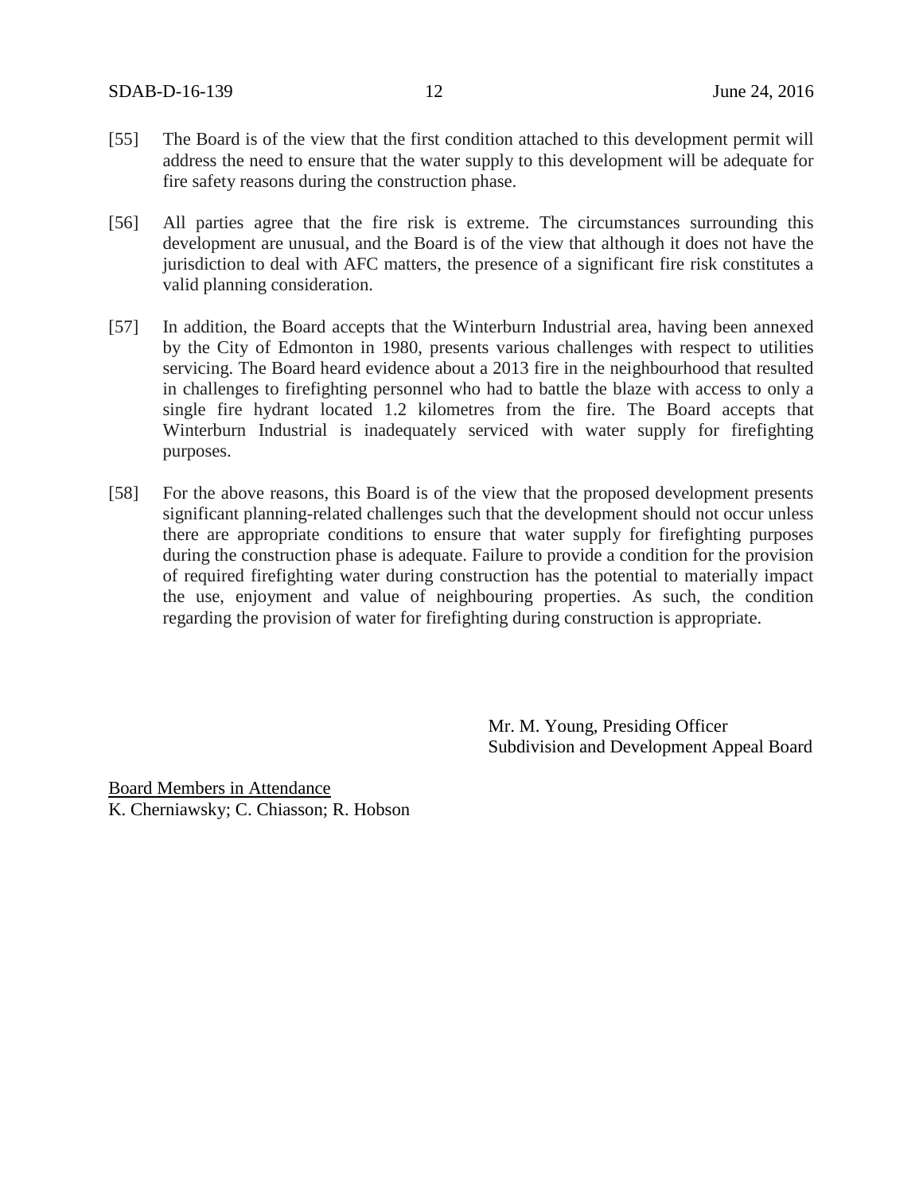[55] The Board is of the view that the first condition attached to this development permit will address the need to ensure that the water supply to this development will be adequate for fire safety reasons during the construction phase.

[56] All parties agree that the fire risk is extreme. The circumstances surrounding this development are unusual, and the Board is of the view that although it does not have the jurisdiction to deal with AFC matters, the presence of a significant fire risk constitutes a valid planning consideration.

[57] In addition, the Board accepts that the Winterburn Industrial area, having been annexed by the City of Edmonton in 1980, presents various challenges with respect to utilities servicing. The Board heard evidence about a 2013 fire in the neighbourhood that resulted in challenges to firefighting personnel who had to battle the blaze with access to only a single fire hydrant located 1.2 kilometres from the fire. The Board accepts that Winterburn Industrial is inadequately serviced with water supply for firefighting purposes.

[58] For the above reasons, this Board is of the view that the proposed development presents significant planning-related challenges such that the development should not occur unless there are appropriate conditions to ensure that water supply for firefighting purposes during the construction phase is adequate. Failure to provide a condition for the provision of required firefighting water during construction has the potential to materially impact the use, enjoyment and value of neighbouring properties. As such, the condition regarding the provision of water for firefighting during construction is appropriate.

Mr. M. Young, Presiding Officer
Subdivision and Development Appeal Board

Board Members in Attendance
K. Cherniawsky; C. Chiasson; R. Hobson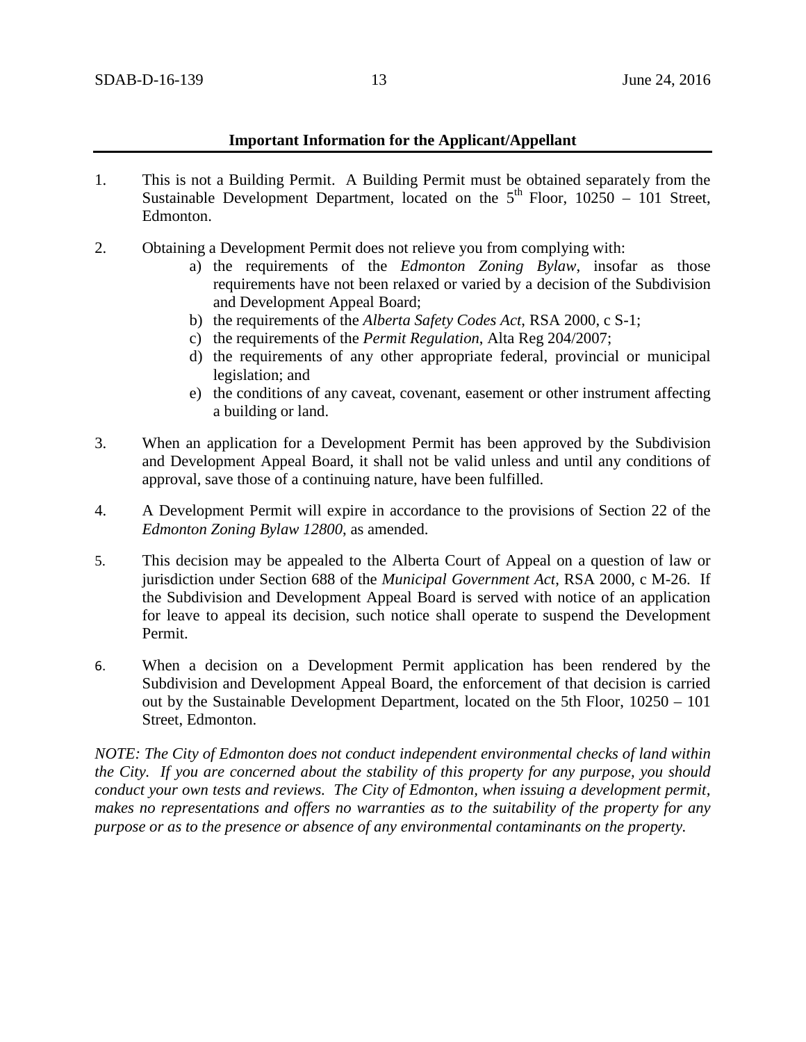**Important Information for the Applicant/Appellant**

1. This is not a Building Permit. A Building Permit must be obtained separately from the Sustainable Development Department, located on the 5th Floor, 10250 – 101 Street, Edmonton.

2. Obtaining a Development Permit does not relieve you from complying with:
   a) the requirements of the *Edmonton Zoning Bylaw*, insofar as those requirements have not been relaxed or varied by a decision of the Subdivision and Development Appeal Board;
   b) the requirements of the *Alberta Safety Codes Act*, RSA 2000, c S-1;
   c) the requirements of the *Permit Regulation*, Alta Reg 204/2007;
   d) the requirements of any other appropriate federal, provincial or municipal legislation; and
   e) the conditions of any caveat, covenant, easement or other instrument affecting a building or land.

3. When an application for a Development Permit has been approved by the Subdivision and Development Appeal Board, it shall not be valid unless and until any conditions of approval, save those of a continuing nature, have been fulfilled.

4. A Development Permit will expire in accordance to the provisions of Section 22 of the *Edmonton Zoning Bylaw 12800*, as amended.

5. This decision may be appealed to the Alberta Court of Appeal on a question of law or jurisdiction under Section 688 of the *Municipal Government Act*, RSA 2000, c M-26. If the Subdivision and Development Appeal Board is served with notice of an application for leave to appeal its decision, such notice shall operate to suspend the Development Permit.

6. When a decision on a Development Permit application has been rendered by the Subdivision and Development Appeal Board, the enforcement of that decision is carried out by the Sustainable Development Department, located on the 5th Floor, 10250 – 101 Street, Edmonton.

*NOTE: The City of Edmonton does not conduct independent environmental checks of land within the City. If you are concerned about the stability of this property for any purpose, you should conduct your own tests and reviews. The City of Edmonton, when issuing a development permit, makes no representations and offers no warranties as to the suitability of the property for any purpose or as to the presence or absence of any environmental contaminants on the property.*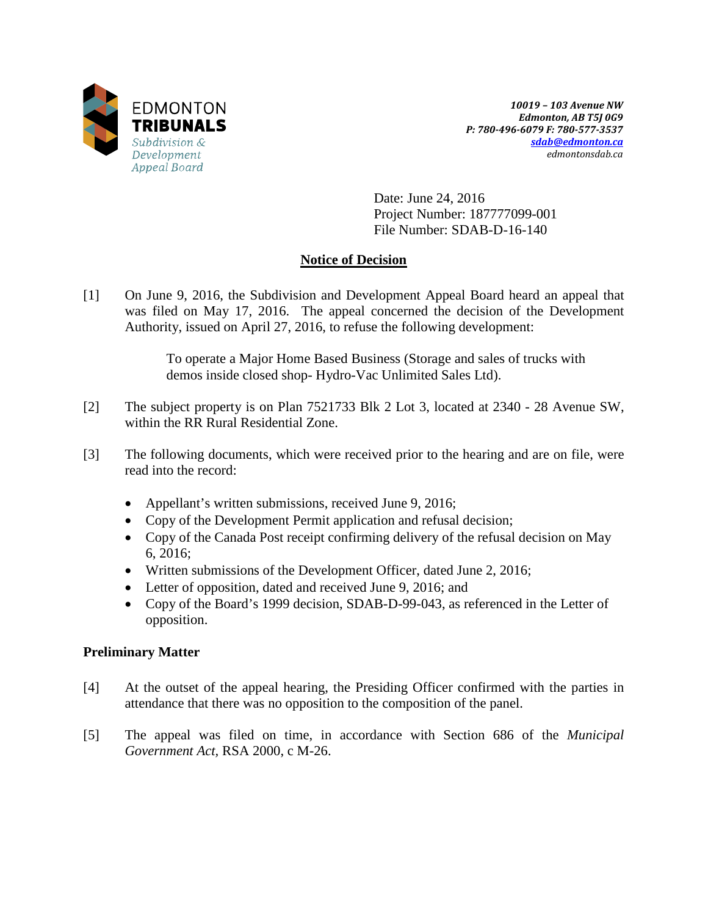EDMONTON **TRIBUNALS**
*Subdivision & Development Appeal Board*

***10019 – 103 Avenue NW***
***Edmonton, AB T5J 0G9***
***P: 780-496-6079 F: 780-577-3537***
***sdab@edmonton.ca***
*edmontonsdab.ca*

Date: June 24, 2016
Project Number: 187777099-001
File Number: SDAB-D-16-140

## Notice of Decision

[1] On June 9, 2016, the Subdivision and Development Appeal Board heard an appeal that was filed on May 17, 2016. The appeal concerned the decision of the Development Authority, issued on April 27, 2016, to refuse the following development:

> To operate a Major Home Based Business (Storage and sales of trucks with demos inside closed shop- Hydro-Vac Unlimited Sales Ltd).

[2] The subject property is on Plan 7521733 Blk 2 Lot 3, located at 2340 - 28 Avenue SW, within the RR Rural Residential Zone.

[3] The following documents, which were received prior to the hearing and are on file, were read into the record:

- Appellant's written submissions, received June 9, 2016;
- Copy of the Development Permit application and refusal decision;
- Copy of the Canada Post receipt confirming delivery of the refusal decision on May 6, 2016;
- Written submissions of the Development Officer, dated June 2, 2016;
- Letter of opposition, dated and received June 9, 2016; and
- Copy of the Board's 1999 decision, SDAB-D-99-043, as referenced in the Letter of opposition.

### Preliminary Matter

[4] At the outset of the appeal hearing, the Presiding Officer confirmed with the parties in attendance that there was no opposition to the composition of the panel.

[5] The appeal was filed on time, in accordance with Section 686 of the *Municipal Government Act*, RSA 2000, c M-26.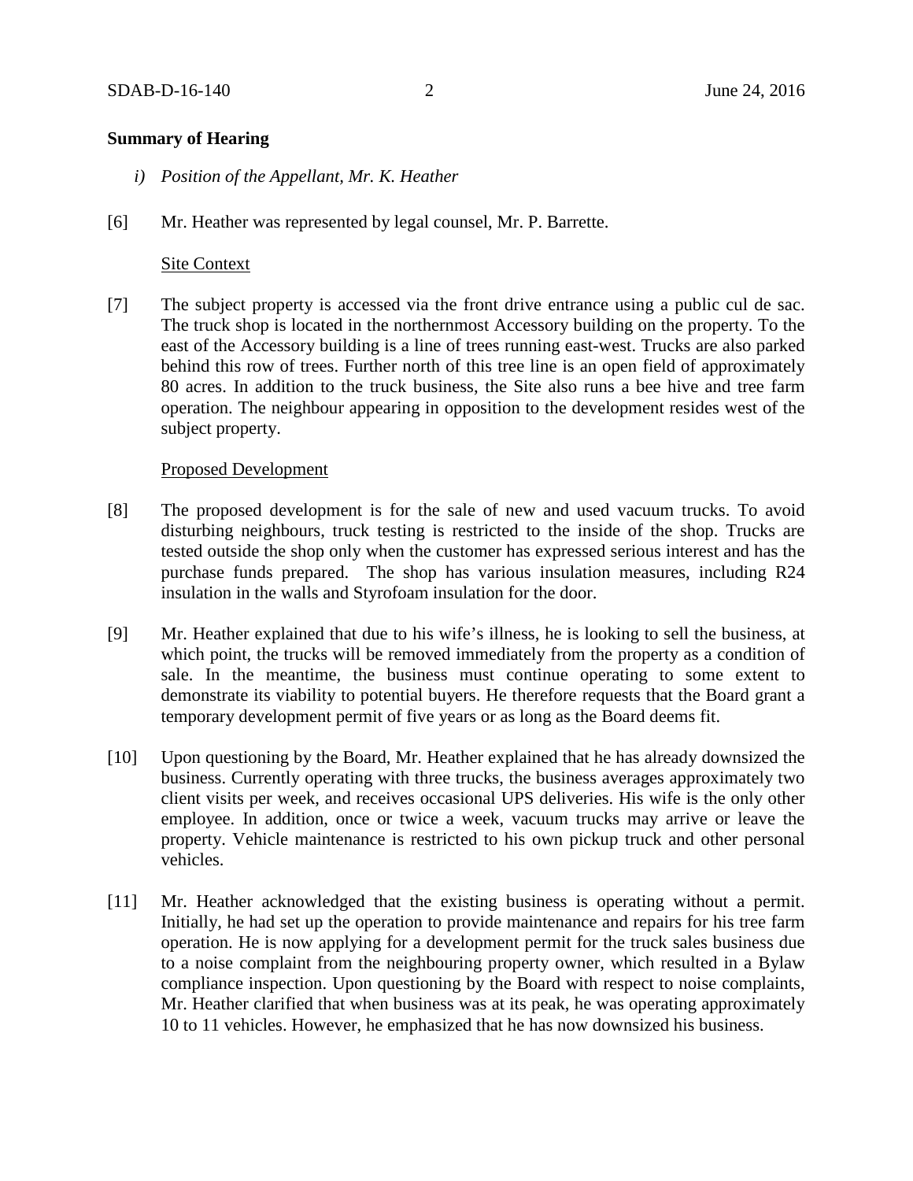## Summary of Hearing

*i) Position of the Appellant, Mr. K. Heather*

[6] Mr. Heather was represented by legal counsel, Mr. P. Barrette.

Site Context

[7] The subject property is accessed via the front drive entrance using a public cul de sac. The truck shop is located in the northernmost Accessory building on the property. To the east of the Accessory building is a line of trees running east-west. Trucks are also parked behind this row of trees. Further north of this tree line is an open field of approximately 80 acres. In addition to the truck business, the Site also runs a bee hive and tree farm operation. The neighbour appearing in opposition to the development resides west of the subject property.

Proposed Development

[8] The proposed development is for the sale of new and used vacuum trucks. To avoid disturbing neighbours, truck testing is restricted to the inside of the shop. Trucks are tested outside the shop only when the customer has expressed serious interest and has the purchase funds prepared. The shop has various insulation measures, including R24 insulation in the walls and Styrofoam insulation for the door.

[9] Mr. Heather explained that due to his wife's illness, he is looking to sell the business, at which point, the trucks will be removed immediately from the property as a condition of sale. In the meantime, the business must continue operating to some extent to demonstrate its viability to potential buyers. He therefore requests that the Board grant a temporary development permit of five years or as long as the Board deems fit.

[10] Upon questioning by the Board, Mr. Heather explained that he has already downsized the business. Currently operating with three trucks, the business averages approximately two client visits per week, and receives occasional UPS deliveries. His wife is the only other employee. In addition, once or twice a week, vacuum trucks may arrive or leave the property. Vehicle maintenance is restricted to his own pickup truck and other personal vehicles.

[11] Mr. Heather acknowledged that the existing business is operating without a permit. Initially, he had set up the operation to provide maintenance and repairs for his tree farm operation. He is now applying for a development permit for the truck sales business due to a noise complaint from the neighbouring property owner, which resulted in a Bylaw compliance inspection. Upon questioning by the Board with respect to noise complaints, Mr. Heather clarified that when business was at its peak, he was operating approximately 10 to 11 vehicles. However, he emphasized that he has now downsized his business.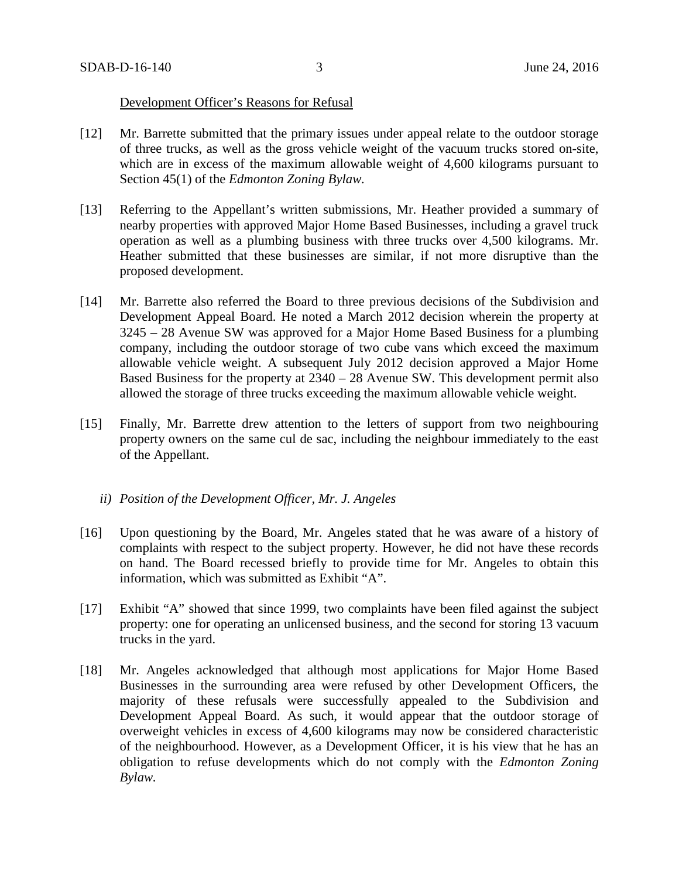Development Officer's Reasons for Refusal

[12] Mr. Barrette submitted that the primary issues under appeal relate to the outdoor storage of three trucks, as well as the gross vehicle weight of the vacuum trucks stored on-site, which are in excess of the maximum allowable weight of 4,600 kilograms pursuant to Section 45(1) of the *Edmonton Zoning Bylaw*.

[13] Referring to the Appellant's written submissions, Mr. Heather provided a summary of nearby properties with approved Major Home Based Businesses, including a gravel truck operation as well as a plumbing business with three trucks over 4,500 kilograms. Mr. Heather submitted that these businesses are similar, if not more disruptive than the proposed development.

[14] Mr. Barrette also referred the Board to three previous decisions of the Subdivision and Development Appeal Board. He noted a March 2012 decision wherein the property at 3245 – 28 Avenue SW was approved for a Major Home Based Business for a plumbing company, including the outdoor storage of two cube vans which exceed the maximum allowable vehicle weight. A subsequent July 2012 decision approved a Major Home Based Business for the property at 2340 – 28 Avenue SW. This development permit also allowed the storage of three trucks exceeding the maximum allowable vehicle weight.

[15] Finally, Mr. Barrette drew attention to the letters of support from two neighbouring property owners on the same cul de sac, including the neighbour immediately to the east of the Appellant.

*ii) Position of the Development Officer, Mr. J. Angeles*

[16] Upon questioning by the Board, Mr. Angeles stated that he was aware of a history of complaints with respect to the subject property. However, he did not have these records on hand. The Board recessed briefly to provide time for Mr. Angeles to obtain this information, which was submitted as Exhibit "A".

[17] Exhibit "A" showed that since 1999, two complaints have been filed against the subject property: one for operating an unlicensed business, and the second for storing 13 vacuum trucks in the yard.

[18] Mr. Angeles acknowledged that although most applications for Major Home Based Businesses in the surrounding area were refused by other Development Officers, the majority of these refusals were successfully appealed to the Subdivision and Development Appeal Board. As such, it would appear that the outdoor storage of overweight vehicles in excess of 4,600 kilograms may now be considered characteristic of the neighbourhood. However, as a Development Officer, it is his view that he has an obligation to refuse developments which do not comply with the *Edmonton Zoning Bylaw*.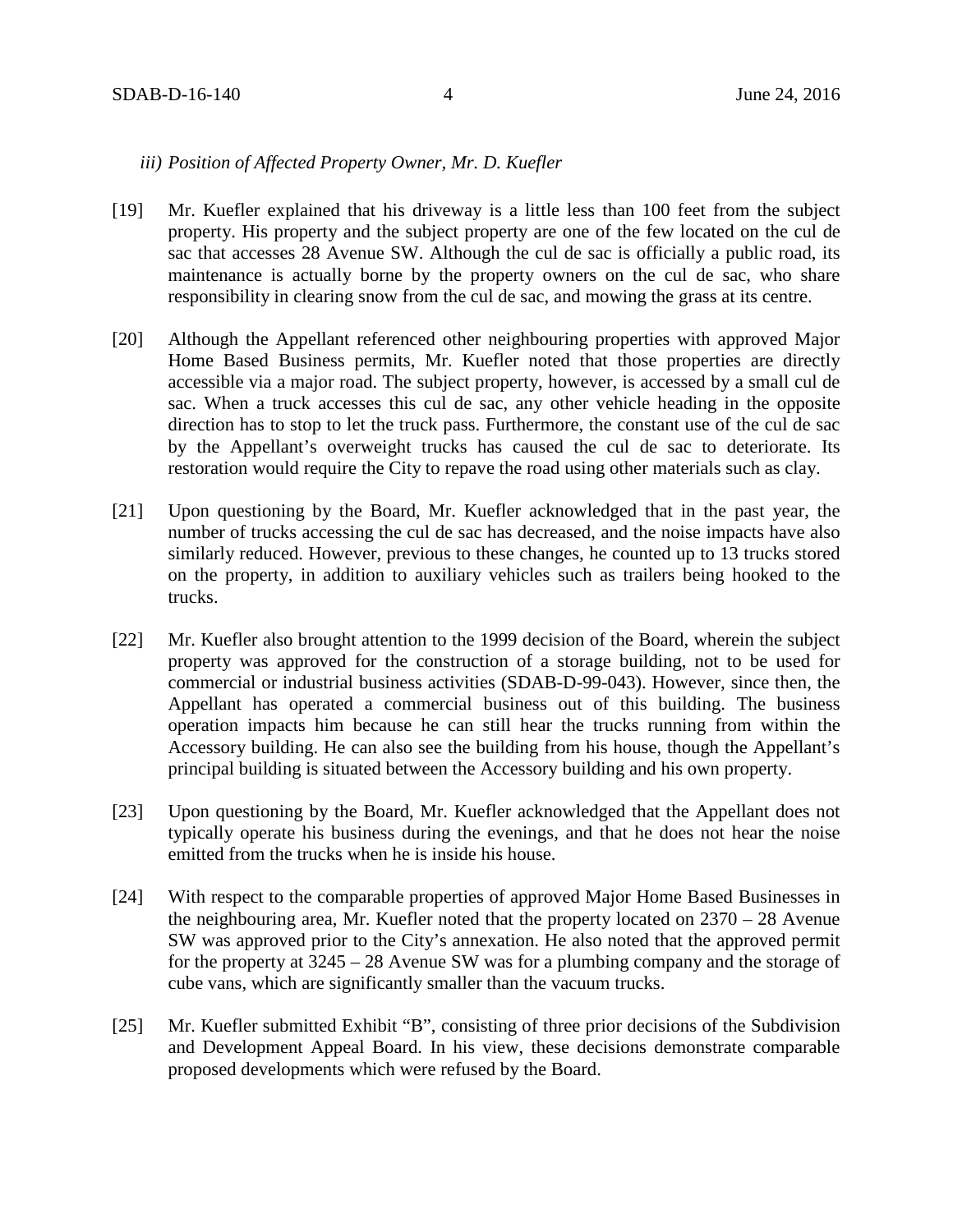*iii) Position of Affected Property Owner, Mr. D. Kuefler*

[19] Mr. Kuefler explained that his driveway is a little less than 100 feet from the subject property. His property and the subject property are one of the few located on the cul de sac that accesses 28 Avenue SW. Although the cul de sac is officially a public road, its maintenance is actually borne by the property owners on the cul de sac, who share responsibility in clearing snow from the cul de sac, and mowing the grass at its centre.

[20] Although the Appellant referenced other neighbouring properties with approved Major Home Based Business permits, Mr. Kuefler noted that those properties are directly accessible via a major road. The subject property, however, is accessed by a small cul de sac. When a truck accesses this cul de sac, any other vehicle heading in the opposite direction has to stop to let the truck pass. Furthermore, the constant use of the cul de sac by the Appellant's overweight trucks has caused the cul de sac to deteriorate. Its restoration would require the City to repave the road using other materials such as clay.

[21] Upon questioning by the Board, Mr. Kuefler acknowledged that in the past year, the number of trucks accessing the cul de sac has decreased, and the noise impacts have also similarly reduced. However, previous to these changes, he counted up to 13 trucks stored on the property, in addition to auxiliary vehicles such as trailers being hooked to the trucks.

[22] Mr. Kuefler also brought attention to the 1999 decision of the Board, wherein the subject property was approved for the construction of a storage building, not to be used for commercial or industrial business activities (SDAB-D-99-043). However, since then, the Appellant has operated a commercial business out of this building. The business operation impacts him because he can still hear the trucks running from within the Accessory building. He can also see the building from his house, though the Appellant's principal building is situated between the Accessory building and his own property.

[23] Upon questioning by the Board, Mr. Kuefler acknowledged that the Appellant does not typically operate his business during the evenings, and that he does not hear the noise emitted from the trucks when he is inside his house.

[24] With respect to the comparable properties of approved Major Home Based Businesses in the neighbouring area, Mr. Kuefler noted that the property located on 2370 – 28 Avenue SW was approved prior to the City's annexation. He also noted that the approved permit for the property at 3245 – 28 Avenue SW was for a plumbing company and the storage of cube vans, which are significantly smaller than the vacuum trucks.

[25] Mr. Kuefler submitted Exhibit "B", consisting of three prior decisions of the Subdivision and Development Appeal Board. In his view, these decisions demonstrate comparable proposed developments which were refused by the Board.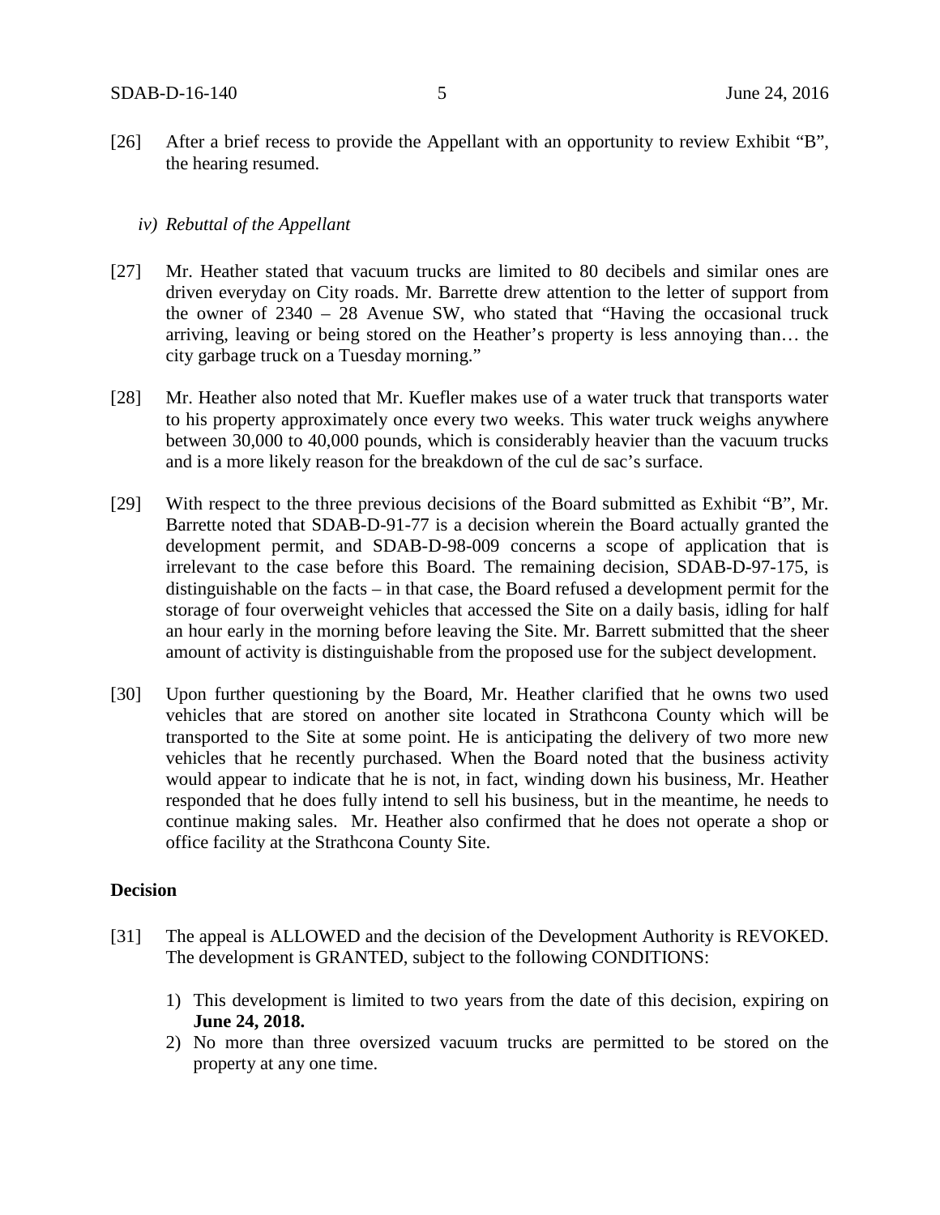[26] After a brief recess to provide the Appellant with an opportunity to review Exhibit "B", the hearing resumed.

*iv) Rebuttal of the Appellant*

[27] Mr. Heather stated that vacuum trucks are limited to 80 decibels and similar ones are driven everyday on City roads. Mr. Barrette drew attention to the letter of support from the owner of 2340 – 28 Avenue SW, who stated that "Having the occasional truck arriving, leaving or being stored on the Heather's property is less annoying than… the city garbage truck on a Tuesday morning."

[28] Mr. Heather also noted that Mr. Kuefler makes use of a water truck that transports water to his property approximately once every two weeks. This water truck weighs anywhere between 30,000 to 40,000 pounds, which is considerably heavier than the vacuum trucks and is a more likely reason for the breakdown of the cul de sac's surface.

[29] With respect to the three previous decisions of the Board submitted as Exhibit "B", Mr. Barrette noted that SDAB-D-91-77 is a decision wherein the Board actually granted the development permit, and SDAB-D-98-009 concerns a scope of application that is irrelevant to the case before this Board. The remaining decision, SDAB-D-97-175, is distinguishable on the facts – in that case, the Board refused a development permit for the storage of four overweight vehicles that accessed the Site on a daily basis, idling for half an hour early in the morning before leaving the Site. Mr. Barrett submitted that the sheer amount of activity is distinguishable from the proposed use for the subject development.

[30] Upon further questioning by the Board, Mr. Heather clarified that he owns two used vehicles that are stored on another site located in Strathcona County which will be transported to the Site at some point. He is anticipating the delivery of two more new vehicles that he recently purchased. When the Board noted that the business activity would appear to indicate that he is not, in fact, winding down his business, Mr. Heather responded that he does fully intend to sell his business, but in the meantime, he needs to continue making sales. Mr. Heather also confirmed that he does not operate a shop or office facility at the Strathcona County Site.

## Decision

[31] The appeal is ALLOWED and the decision of the Development Authority is REVOKED. The development is GRANTED, subject to the following CONDITIONS:

1) This development is limited to two years from the date of this decision, expiring on **June 24, 2018.**
2) No more than three oversized vacuum trucks are permitted to be stored on the property at any one time.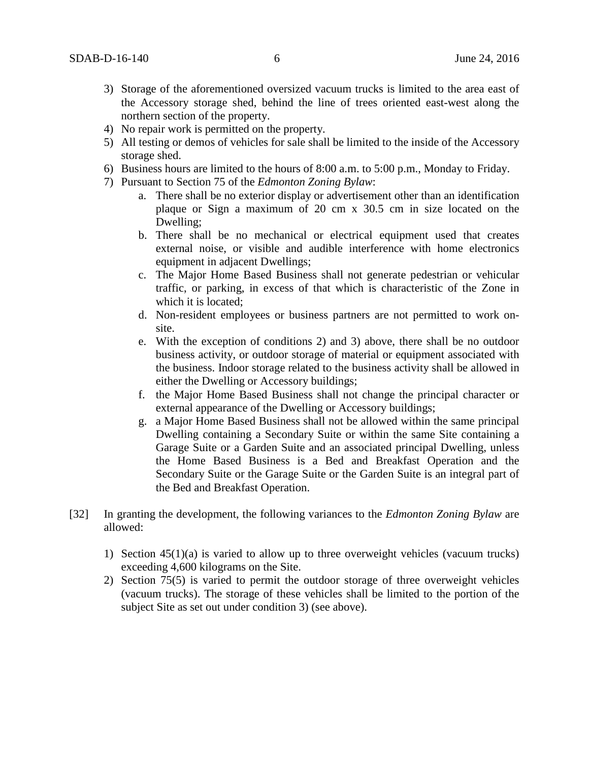3) Storage of the aforementioned oversized vacuum trucks is limited to the area east of the Accessory storage shed, behind the line of trees oriented east-west along the northern section of the property.
4) No repair work is permitted on the property.
5) All testing or demos of vehicles for sale shall be limited to the inside of the Accessory storage shed.
6) Business hours are limited to the hours of 8:00 a.m. to 5:00 p.m., Monday to Friday.
7) Pursuant to Section 75 of the *Edmonton Zoning Bylaw*:
    a. There shall be no exterior display or advertisement other than an identification plaque or Sign a maximum of 20 cm x 30.5 cm in size located on the Dwelling;
    b. There shall be no mechanical or electrical equipment used that creates external noise, or visible and audible interference with home electronics equipment in adjacent Dwellings;
    c. The Major Home Based Business shall not generate pedestrian or vehicular traffic, or parking, in excess of that which is characteristic of the Zone in which it is located;
    d. Non-resident employees or business partners are not permitted to work on-site.
    e. With the exception of conditions 2) and 3) above, there shall be no outdoor business activity, or outdoor storage of material or equipment associated with the business. Indoor storage related to the business activity shall be allowed in either the Dwelling or Accessory buildings;
    f. the Major Home Based Business shall not change the principal character or external appearance of the Dwelling or Accessory buildings;
    g. a Major Home Based Business shall not be allowed within the same principal Dwelling containing a Secondary Suite or within the same Site containing a Garage Suite or a Garden Suite and an associated principal Dwelling, unless the Home Based Business is a Bed and Breakfast Operation and the Secondary Suite or the Garage Suite or the Garden Suite is an integral part of the Bed and Breakfast Operation.

[32] In granting the development, the following variances to the *Edmonton Zoning Bylaw* are allowed:

1) Section 45(1)(a) is varied to allow up to three overweight vehicles (vacuum trucks) exceeding 4,600 kilograms on the Site.
2) Section 75(5) is varied to permit the outdoor storage of three overweight vehicles (vacuum trucks). The storage of these vehicles shall be limited to the portion of the subject Site as set out under condition 3) (see above).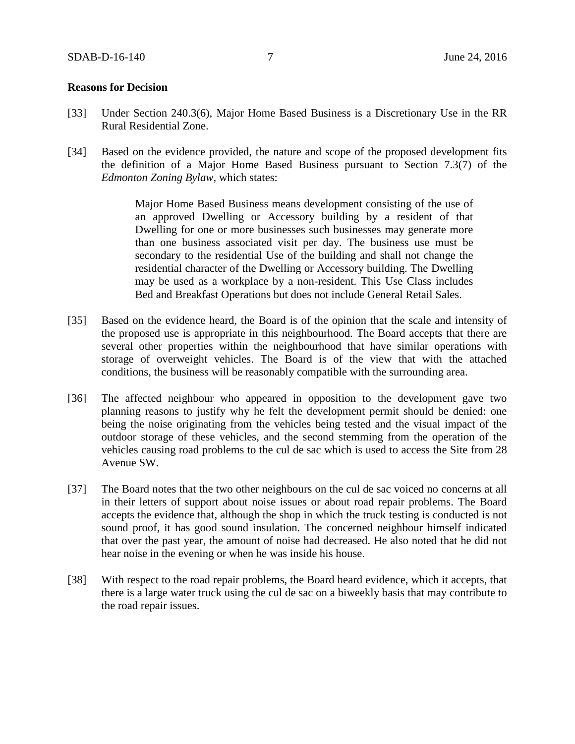**Reasons for Decision**

[33] Under Section 240.3(6), Major Home Based Business is a Discretionary Use in the RR Rural Residential Zone.

[34] Based on the evidence provided, the nature and scope of the proposed development fits the definition of a Major Home Based Business pursuant to Section 7.3(7) of the *Edmonton Zoning Bylaw*, which states:

> Major Home Based Business means development consisting of the use of an approved Dwelling or Accessory building by a resident of that Dwelling for one or more businesses such businesses may generate more than one business associated visit per day. The business use must be secondary to the residential Use of the building and shall not change the residential character of the Dwelling or Accessory building. The Dwelling may be used as a workplace by a non-resident. This Use Class includes Bed and Breakfast Operations but does not include General Retail Sales.

[35] Based on the evidence heard, the Board is of the opinion that the scale and intensity of the proposed use is appropriate in this neighbourhood. The Board accepts that there are several other properties within the neighbourhood that have similar operations with storage of overweight vehicles. The Board is of the view that with the attached conditions, the business will be reasonably compatible with the surrounding area.

[36] The affected neighbour who appeared in opposition to the development gave two planning reasons to justify why he felt the development permit should be denied: one being the noise originating from the vehicles being tested and the visual impact of the outdoor storage of these vehicles, and the second stemming from the operation of the vehicles causing road problems to the cul de sac which is used to access the Site from 28 Avenue SW.

[37] The Board notes that the two other neighbours on the cul de sac voiced no concerns at all in their letters of support about noise issues or about road repair problems. The Board accepts the evidence that, although the shop in which the truck testing is conducted is not sound proof, it has good sound insulation. The concerned neighbour himself indicated that over the past year, the amount of noise had decreased. He also noted that he did not hear noise in the evening or when he was inside his house.

[38] With respect to the road repair problems, the Board heard evidence, which it accepts, that there is a large water truck using the cul de sac on a biweekly basis that may contribute to the road repair issues.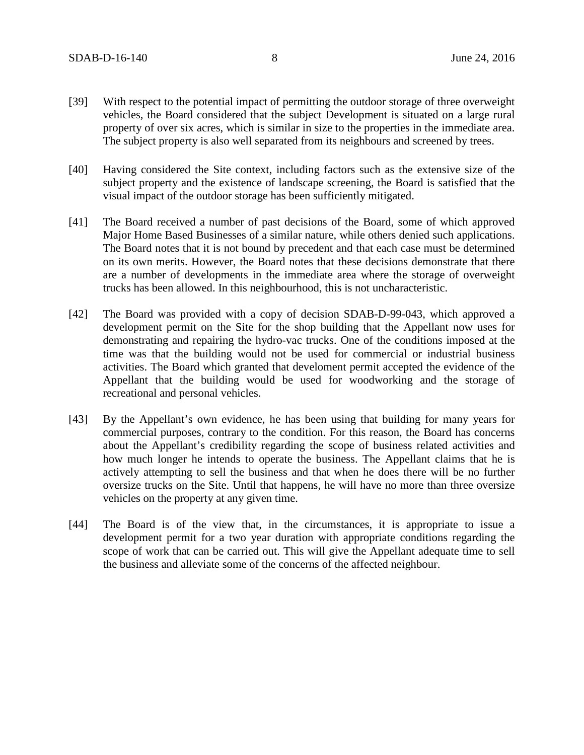[39] With respect to the potential impact of permitting the outdoor storage of three overweight vehicles, the Board considered that the subject Development is situated on a large rural property of over six acres, which is similar in size to the properties in the immediate area. The subject property is also well separated from its neighbours and screened by trees.

[40] Having considered the Site context, including factors such as the extensive size of the subject property and the existence of landscape screening, the Board is satisfied that the visual impact of the outdoor storage has been sufficiently mitigated.

[41] The Board received a number of past decisions of the Board, some of which approved Major Home Based Businesses of a similar nature, while others denied such applications. The Board notes that it is not bound by precedent and that each case must be determined on its own merits. However, the Board notes that these decisions demonstrate that there are a number of developments in the immediate area where the storage of overweight trucks has been allowed. In this neighbourhood, this is not uncharacteristic.

[42] The Board was provided with a copy of decision SDAB-D-99-043, which approved a development permit on the Site for the shop building that the Appellant now uses for demonstrating and repairing the hydro-vac trucks. One of the conditions imposed at the time was that the building would not be used for commercial or industrial business activities. The Board which granted that develoment permit accepted the evidence of the Appellant that the building would be used for woodworking and the storage of recreational and personal vehicles.

[43] By the Appellant's own evidence, he has been using that building for many years for commercial purposes, contrary to the condition. For this reason, the Board has concerns about the Appellant's credibility regarding the scope of business related activities and how much longer he intends to operate the business. The Appellant claims that he is actively attempting to sell the business and that when he does there will be no further oversize trucks on the Site. Until that happens, he will have no more than three oversize vehicles on the property at any given time.

[44] The Board is of the view that, in the circumstances, it is appropriate to issue a development permit for a two year duration with appropriate conditions regarding the scope of work that can be carried out. This will give the Appellant adequate time to sell the business and alleviate some of the concerns of the affected neighbour.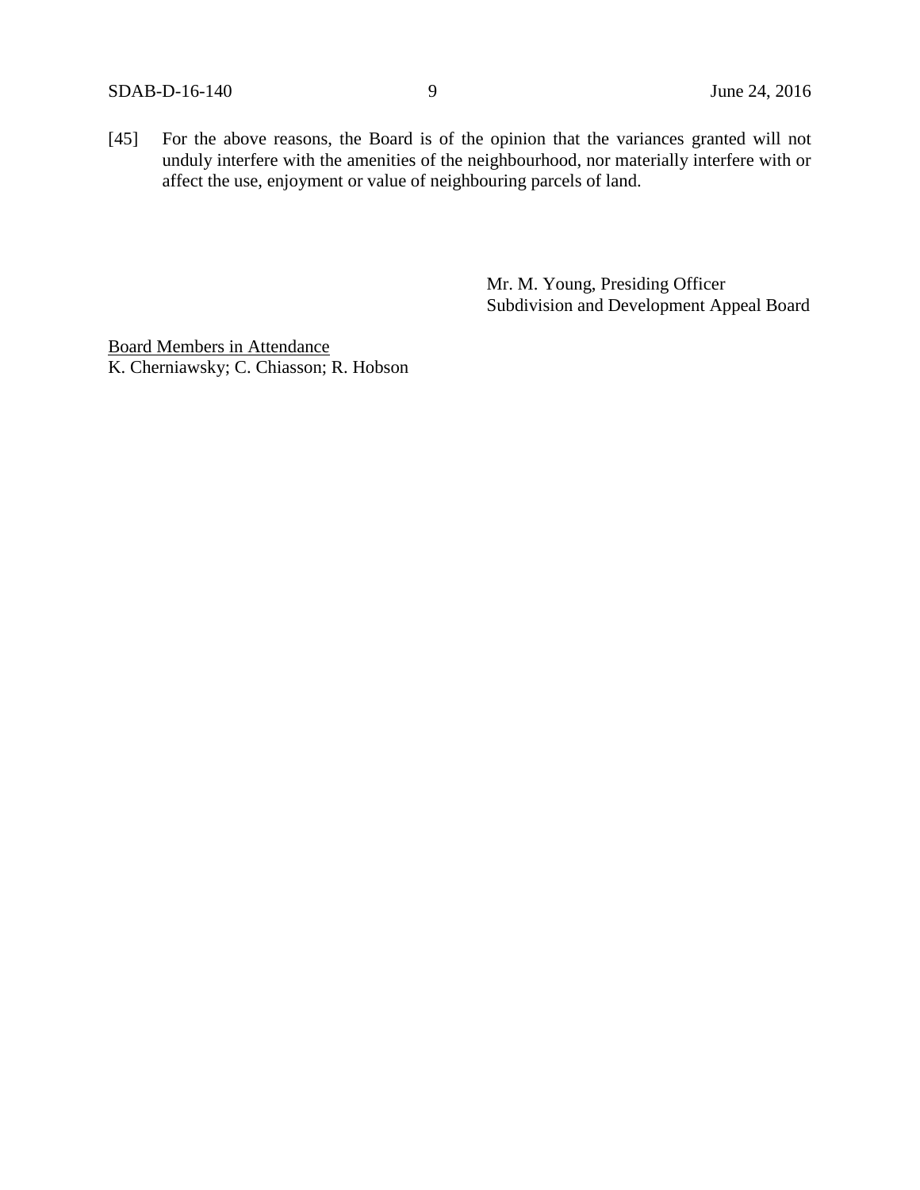[45] For the above reasons, the Board is of the opinion that the variances granted will not unduly interfere with the amenities of the neighbourhood, nor materially interfere with or affect the use, enjoyment or value of neighbouring parcels of land.

Mr. M. Young, Presiding Officer
Subdivision and Development Appeal Board

Board Members in Attendance
K. Cherniawsky; C. Chiasson; R. Hobson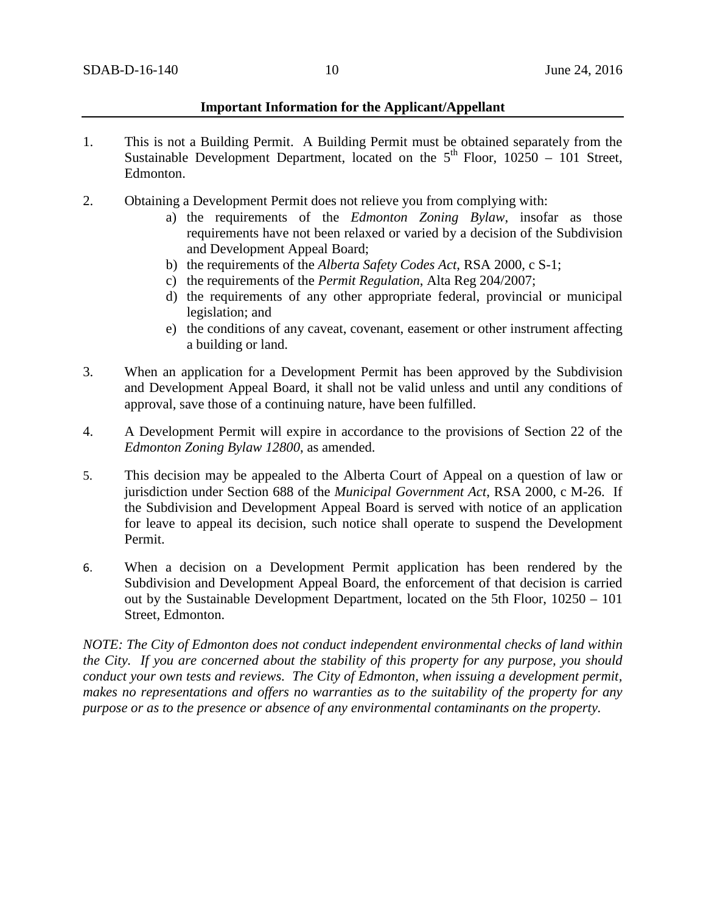**Important Information for the Applicant/Appellant**

1. This is not a Building Permit. A Building Permit must be obtained separately from the Sustainable Development Department, located on the 5th Floor, 10250 – 101 Street, Edmonton.

2. Obtaining a Development Permit does not relieve you from complying with:
   a) the requirements of the *Edmonton Zoning Bylaw*, insofar as those requirements have not been relaxed or varied by a decision of the Subdivision and Development Appeal Board;
   b) the requirements of the *Alberta Safety Codes Act*, RSA 2000, c S-1;
   c) the requirements of the *Permit Regulation*, Alta Reg 204/2007;
   d) the requirements of any other appropriate federal, provincial or municipal legislation; and
   e) the conditions of any caveat, covenant, easement or other instrument affecting a building or land.

3. When an application for a Development Permit has been approved by the Subdivision and Development Appeal Board, it shall not be valid unless and until any conditions of approval, save those of a continuing nature, have been fulfilled.

4. A Development Permit will expire in accordance to the provisions of Section 22 of the *Edmonton Zoning Bylaw 12800*, as amended.

5. This decision may be appealed to the Alberta Court of Appeal on a question of law or jurisdiction under Section 688 of the *Municipal Government Act*, RSA 2000, c M-26. If the Subdivision and Development Appeal Board is served with notice of an application for leave to appeal its decision, such notice shall operate to suspend the Development Permit.

6. When a decision on a Development Permit application has been rendered by the Subdivision and Development Appeal Board, the enforcement of that decision is carried out by the Sustainable Development Department, located on the 5th Floor, 10250 – 101 Street, Edmonton.

*NOTE: The City of Edmonton does not conduct independent environmental checks of land within the City. If you are concerned about the stability of this property for any purpose, you should conduct your own tests and reviews. The City of Edmonton, when issuing a development permit, makes no representations and offers no warranties as to the suitability of the property for any purpose or as to the presence or absence of any environmental contaminants on the property.*